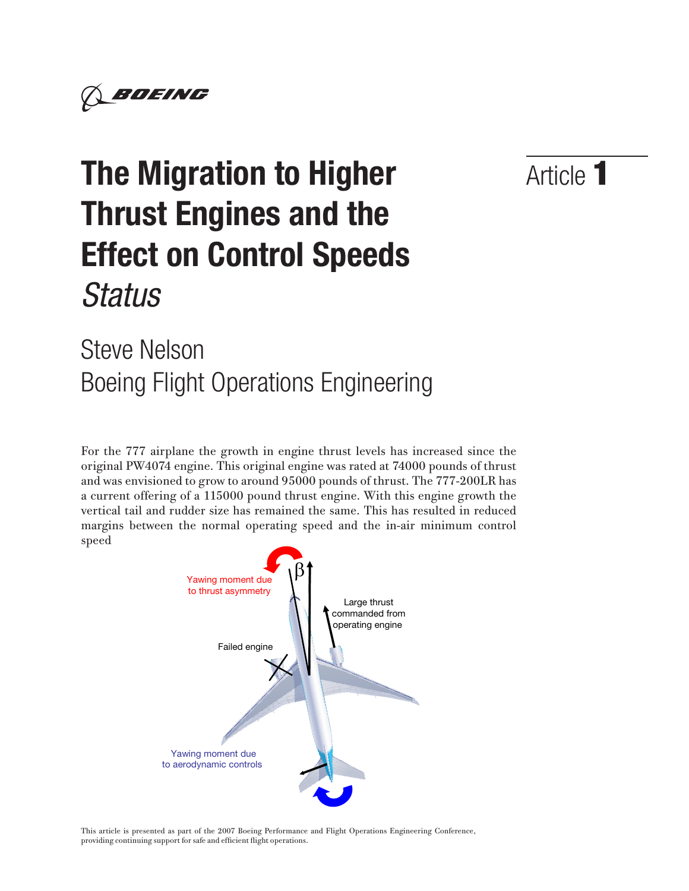# The Migration to Higher Thrust Engines and the Effect on Control Speeds *Status*

Article **1**

Steve Nelson
Boeing Flight Operations Engineering

For the 777 airplane the growth in engine thrust levels has increased since the original PW4074 engine. This original engine was rated at 74000 pounds of thrust and was envisioned to grow to around 95000 pounds of thrust. The 777-200LR has a current offering of a 115000 pound thrust engine. With this engine growth the vertical tail and rudder size has remained the same. This has resulted in reduced margins between the normal operating speed and the in-air minimum control speed

Yawing moment due to thrust asymmetry

β

Large thrust commanded from operating engine

Failed engine

Yawing moment due to aerodynamic controls

This article is presented as part of the 2007 Boeing Performance and Flight Operations Engineering Conference, providing continuing support for safe and efficient flight operations.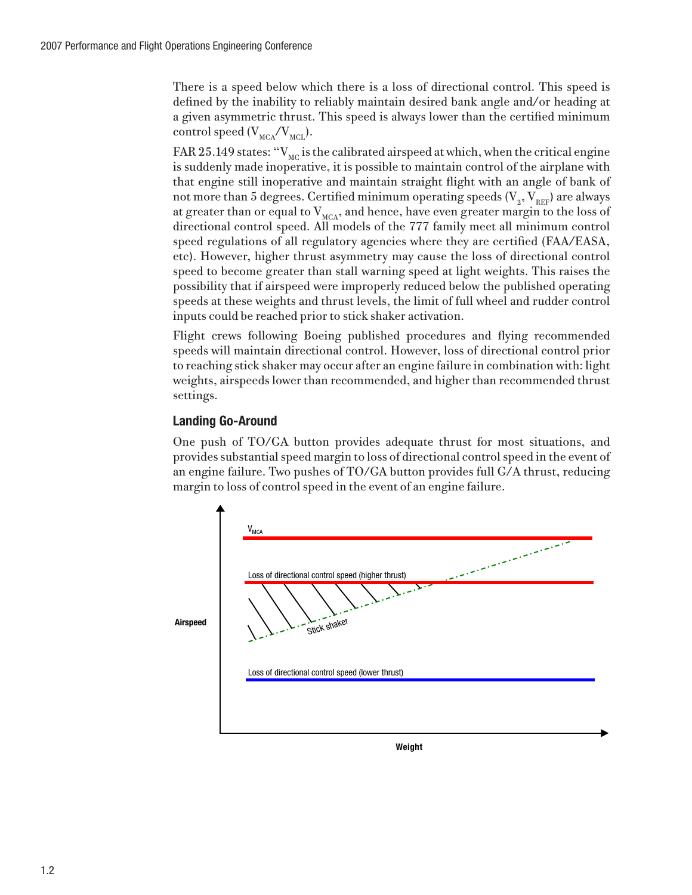There is a speed below which there is a loss of directional control. This speed is defined by the inability to reliably maintain desired bank angle and/or heading at a given asymmetric thrust. This speed is always lower than the certified minimum control speed ($V_{MCA}/V_{MCL}$).

FAR 25.149 states: "$V_{MC}$ is the calibrated airspeed at which, when the critical engine is suddenly made inoperative, it is possible to maintain control of the airplane with that engine still inoperative and maintain straight flight with an angle of bank of not more than 5 degrees. Certified minimum operating speeds ($V_2$, $V_{REF}$) are always at greater than or equal to $V_{MCA}$, and hence, have even greater margin to the loss of directional control speed. All models of the 777 family meet all minimum control speed regulations of all regulatory agencies where they are certified (FAA/EASA, etc). However, higher thrust asymmetry may cause the loss of directional control speed to become greater than stall warning speed at light weights. This raises the possibility that if airspeed were improperly reduced below the published operating speeds at these weights and thrust levels, the limit of full wheel and rudder control inputs could be reached prior to stick shaker activation.

Flight crews following Boeing published procedures and flying recommended speeds will maintain directional control. However, loss of directional control prior to reaching stick shaker may occur after an engine failure in combination with: light weights, airspeeds lower than recommended, and higher than recommended thrust settings.

### Landing Go-Around

One push of TO/GA button provides adequate thrust for most situations, and provides substantial speed margin to loss of directional control speed in the event of an engine failure. Two pushes of TO/GA button provides full G/A thrust, reducing margin to loss of control speed in the event of an engine failure.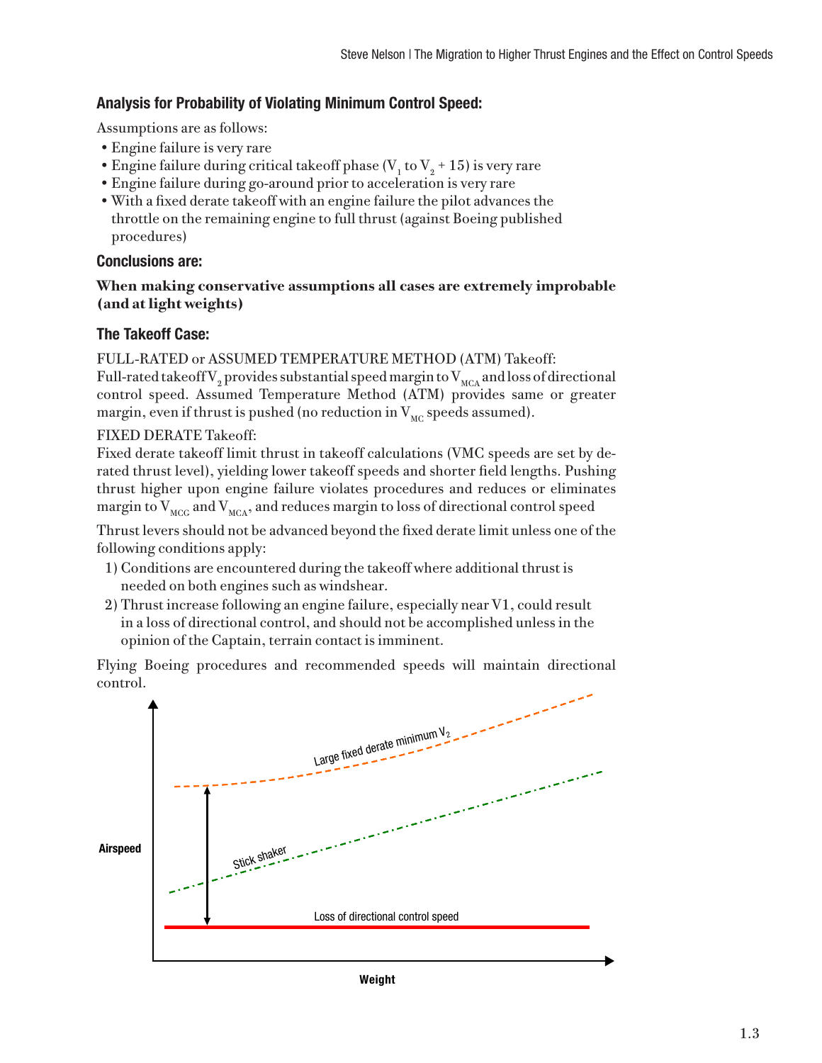### Analysis for Probability of Violating Minimum Control Speed:

Assumptions are as follows:

- Engine failure is very rare
- Engine failure during critical takeoff phase ($V_1$ to $V_2$ + 15) is very rare
- Engine failure during go-around prior to acceleration is very rare
- With a fixed derate takeoff with an engine failure the pilot advances the throttle on the remaining engine to full thrust (against Boeing published procedures)

### Conclusions are:

**When making conservative assumptions all cases are extremely improbable (and at light weights)**

### The Takeoff Case:

FULL-RATED or ASSUMED TEMPERATURE METHOD (ATM) Takeoff:
Full-rated takeoff $V_2$ provides substantial speed margin to $V_{MCA}$ and loss of directional control speed. Assumed Temperature Method (ATM) provides same or greater margin, even if thrust is pushed (no reduction in $V_{MC}$ speeds assumed).

FIXED DERATE Takeoff:
Fixed derate takeoff limit thrust in takeoff calculations (VMC speeds are set by derated thrust level), yielding lower takeoff speeds and shorter field lengths. Pushing thrust higher upon engine failure violates procedures and reduces or eliminates margin to $V_{MCG}$ and $V_{MCA}$, and reduces margin to loss of directional control speed

Thrust levers should not be advanced beyond the fixed derate limit unless one of the following conditions apply:

1) Conditions are encountered during the takeoff where additional thrust is needed on both engines such as windshear.
2) Thrust increase following an engine failure, especially near V1, could result in a loss of directional control, and should not be accomplished unless in the opinion of the Captain, terrain contact is imminent.

Flying Boeing procedures and recommended speeds will maintain directional control.

Airspeed

Large fixed derate minimum $V_2$

Stick shaker

Loss of directional control speed

Weight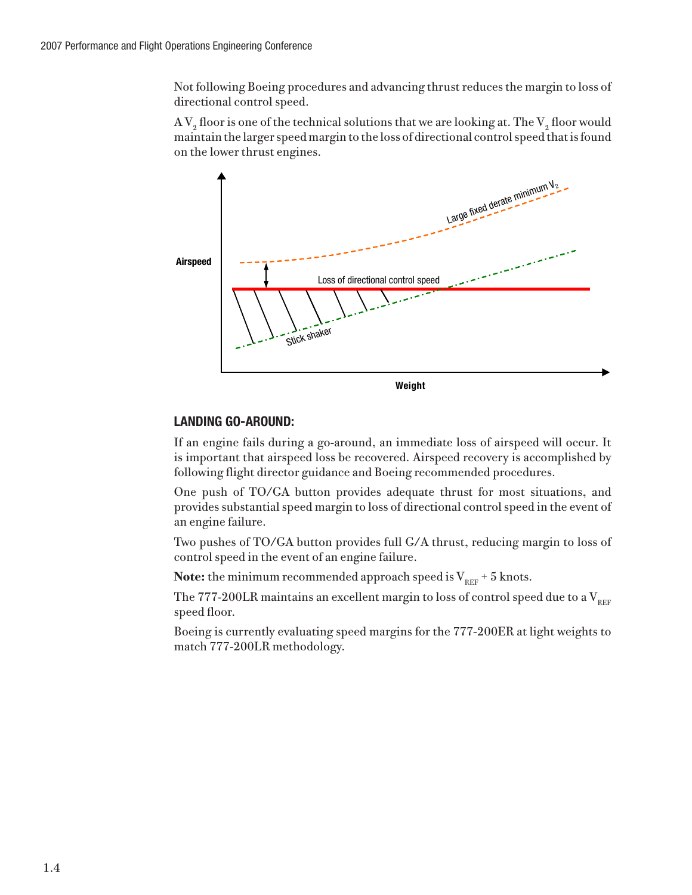Not following Boeing procedures and advancing thrust reduces the margin to loss of directional control speed.

A $V_2$ floor is one of the technical solutions that we are looking at. The $V_2$ floor would maintain the larger speed margin to the loss of directional control speed that is found on the lower thrust engines.

## LANDING GO-AROUND:

If an engine fails during a go-around, an immediate loss of airspeed will occur. It is important that airspeed loss be recovered. Airspeed recovery is accomplished by following flight director guidance and Boeing recommended procedures.

One push of TO/GA button provides adequate thrust for most situations, and provides substantial speed margin to loss of directional control speed in the event of an engine failure.

Two pushes of TO/GA button provides full G/A thrust, reducing margin to loss of control speed in the event of an engine failure.

**Note:** the minimum recommended approach speed is $V_{REF}$ + 5 knots.

The 777-200LR maintains an excellent margin to loss of control speed due to a $V_{REF}$ speed floor.

Boeing is currently evaluating speed margins for the 777-200ER at light weights to match 777-200LR methodology.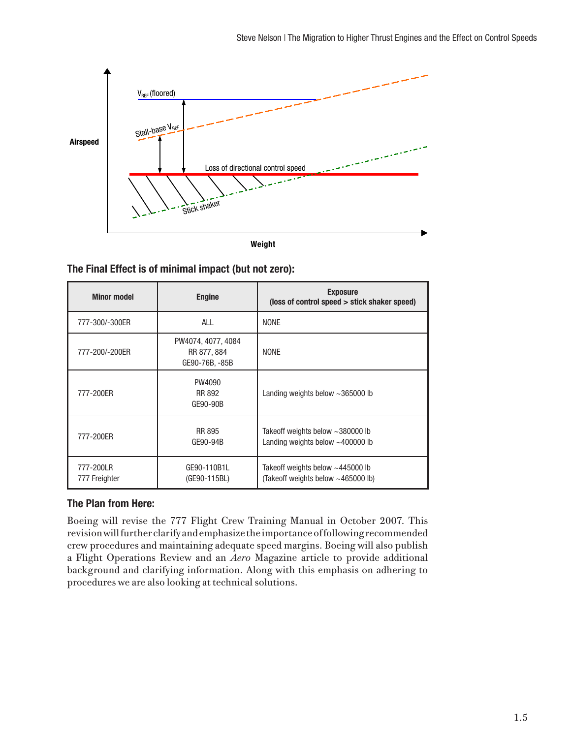Airspeed

$V_{REF}$ (floored)

Stall-base $V_{REF}$

Loss of directional control speed

Stick shaker

Weight

### The Final Effect is of minimal impact (but not zero):

| Minor model | Engine | Exposure (loss of control speed > stick shaker speed) |
|---|---|---|
| 777-300/-300ER | ALL | NONE |
| 777-200/-200ER | PW4074, 4077, 4084<br>RR 877, 884<br>GE90-76B, -85B | NONE |
| 777-200ER | PW4090<br>RR 892<br>GE90-90B | Landing weights below ~365000 lb |
| 777-200ER | RR 895<br>GE90-94B | Takeoff weights below ~380000 lb<br>Landing weights below ~400000 lb |
| 777-200LR<br>777 Freighter | GE90-110B1L<br>(GE90-115BL) | Takeoff weights below ~445000 lb<br>(Takeoff weights below ~465000 lb) |

### The Plan from Here:

Boeing will revise the 777 Flight Crew Training Manual in October 2007. This revision will further clarify and emphasize the importance of following recommended crew procedures and maintaining adequate speed margins. Boeing will also publish a Flight Operations Review and an *Aero* Magazine article to provide additional background and clarifying information. Along with this emphasis on adhering to procedures we are also looking at technical solutions.